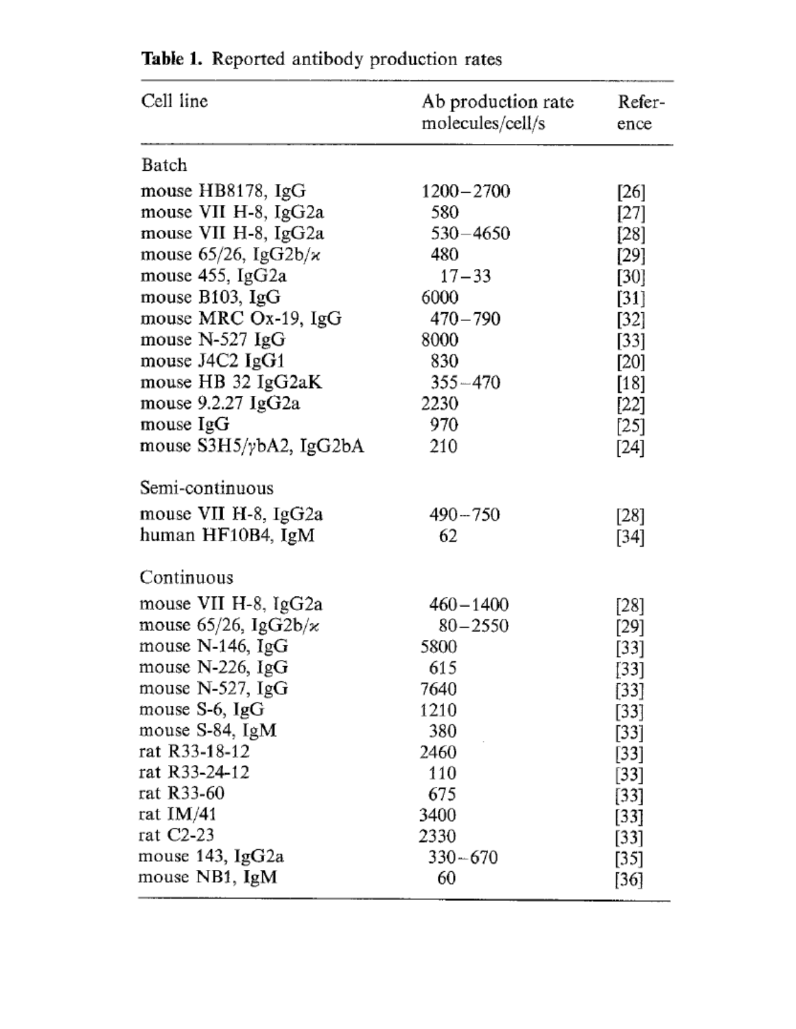**Table 1.** Reported antibody production rates

| Cell line | Ab production rate molecules/cell/s | Reference |
|---|---|---|
| Batch | | |
| mouse HB8178, IgG | 1200–2700 | [26] |
| mouse VII H-8, IgG2a | 580 | [27] |
| mouse VII H-8, IgG2a | 530–4650 | [28] |
| mouse 65/26, IgG2b/$\kappa$ | 480 | [29] |
| mouse 455, IgG2a | 17–33 | [30] |
| mouse B103, IgG | 6000 | [31] |
| mouse MRC Ox-19, IgG | 470–790 | [32] |
| mouse N-527 IgG | 8000 | [33] |
| mouse J4C2 IgG1 | 830 | [20] |
| mouse HB 32 IgG2aK | 355–470 | [18] |
| mouse 9.2.27 IgG2a | 2230 | [22] |
| mouse IgG | 970 | [25] |
| mouse S3H5/$\gamma$bA2, IgG2bA | 210 | [24] |
| Semi-continuous | | |
| mouse VII H-8, IgG2a | 490–750 | [28] |
| human HF10B4, IgM | 62 | [34] |
| Continuous | | |
| mouse VII H-8, IgG2a | 460–1400 | [28] |
| mouse 65/26, IgG2b/$\kappa$ | 80–2550 | [29] |
| mouse N-146, IgG | 5800 | [33] |
| mouse N-226, IgG | 615 | [33] |
| mouse N-527, IgG | 7640 | [33] |
| mouse S-6, IgG | 1210 | [33] |
| mouse S-84, IgM | 380 | [33] |
| rat R33-18-12 | 2460 | [33] |
| rat R33-24-12 | 110 | [33] |
| rat R33-60 | 675 | [33] |
| rat IM/41 | 3400 | [33] |
| rat C2-23 | 2330 | [33] |
| mouse 143, IgG2a | 330–670 | [35] |
| mouse NB1, IgM | 60 | [36] |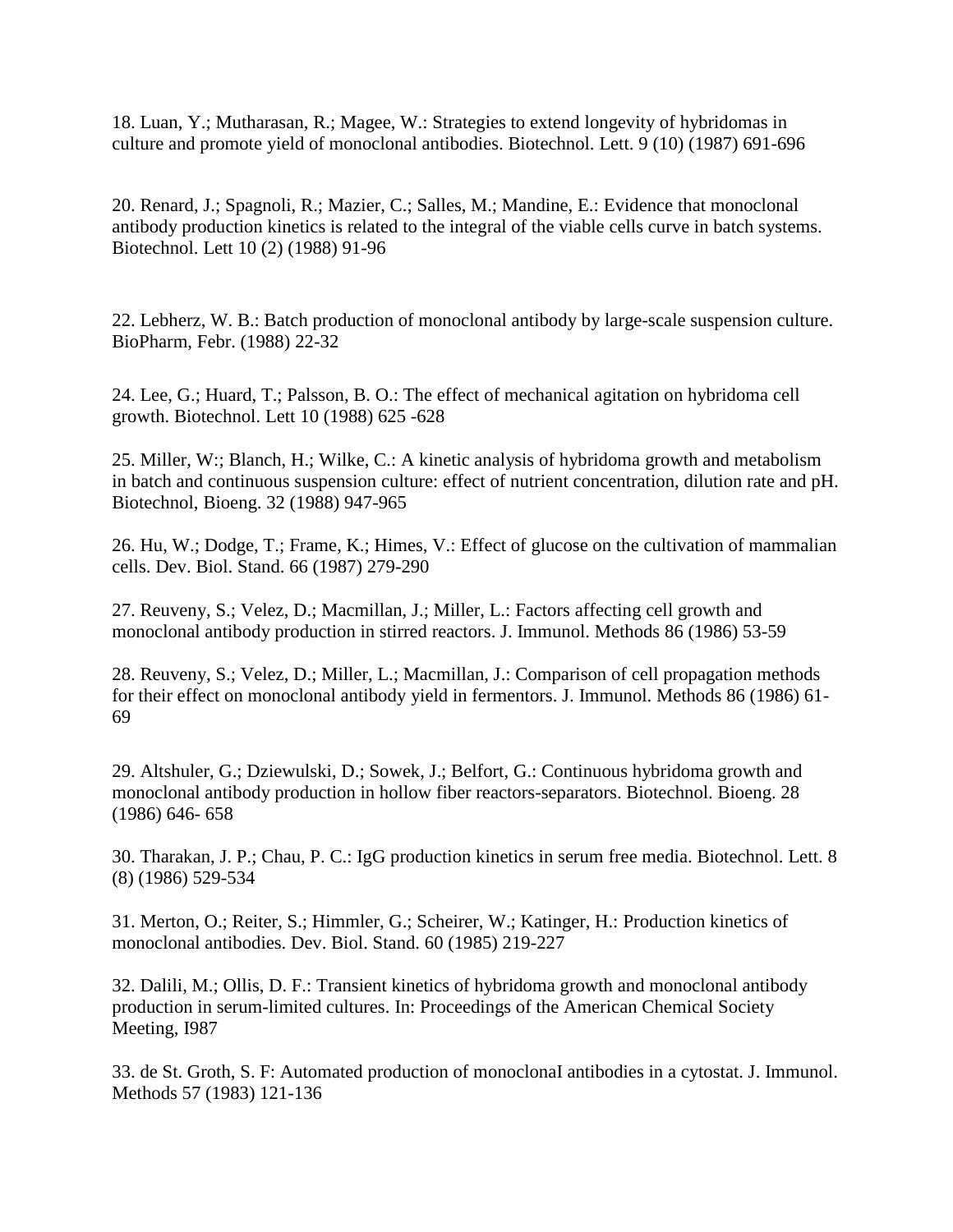18. Luan, Y.; Mutharasan, R.; Magee, W.: Strategies to extend longevity of hybridomas in culture and promote yield of monoclonal antibodies. Biotechnol. Lett. 9 (10) (1987) 691-696

20. Renard, J.; Spagnoli, R.; Mazier, C.; Salles, M.; Mandine, E.: Evidence that monoclonal antibody production kinetics is related to the integral of the viable cells curve in batch systems. Biotechnol. Lett 10 (2) (1988) 91-96

22. Lebherz, W. B.: Batch production of monoclonal antibody by large-scale suspension culture. BioPharm, Febr. (1988) 22-32

24. Lee, G.; Huard, T.; Palsson, B. O.: The effect of mechanical agitation on hybridoma cell growth. Biotechnol. Lett 10 (1988) 625 -628

25. Miller, W:; Blanch, H.; Wilke, C.: A kinetic analysis of hybridoma growth and metabolism in batch and continuous suspension culture: effect of nutrient concentration, dilution rate and pH. Biotechnol, Bioeng. 32 (1988) 947-965

26. Hu, W.; Dodge, T.; Frame, K.; Himes, V.: Effect of glucose on the cultivation of mammalian cells. Dev. Biol. Stand. 66 (1987) 279-290

27. Reuveny, S.; Velez, D.; Macmillan, J.; Miller, L.: Factors affecting cell growth and monoclonal antibody production in stirred reactors. J. Immunol. Methods 86 (1986) 53-59

28. Reuveny, S.; Velez, D.; Miller, L.; Macmillan, J.: Comparison of cell propagation methods for their effect on monoclonal antibody yield in fermentors. J. Immunol. Methods 86 (1986) 61-69

29. Altshuler, G.; Dziewulski, D.; Sowek, J.; Belfort, G.: Continuous hybridoma growth and monoclonal antibody production in hollow fiber reactors-separators. Biotechnol. Bioeng. 28 (1986) 646- 658

30. Tharakan, J. P.; Chau, P. C.: IgG production kinetics in serum free media. Biotechnol. Lett. 8 (8) (1986) 529-534

31. Merton, O.; Reiter, S.; Himmler, G.; Scheirer, W.; Katinger, H.: Production kinetics of monoclonal antibodies. Dev. Biol. Stand. 60 (1985) 219-227

32. Dalili, M.; Ollis, D. F.: Transient kinetics of hybridoma growth and monoclonal antibody production in serum-limited cultures. In: Proceedings of the American Chemical Society Meeting, I987

33. de St. Groth, S. F: Automated production of monoclonaI antibodies in a cytostat. J. Immunol. Methods 57 (1983) 121-136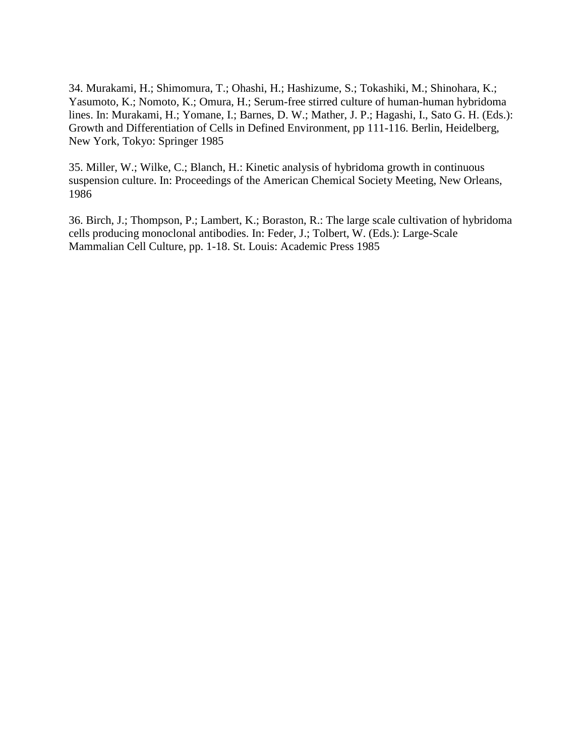34. Murakami, H.; Shimomura, T.; Ohashi, H.; Hashizume, S.; Tokashiki, M.; Shinohara, K.; Yasumoto, K.; Nomoto, K.; Omura, H.; Serum-free stirred culture of human-human hybridoma lines. In: Murakami, H.; Yomane, I.; Barnes, D. W.; Mather, J. P.; Hagashi, I., Sato G. H. (Eds.): Growth and Differentiation of Cells in Defined Environment, pp 111-116. Berlin, Heidelberg, New York, Tokyo: Springer 1985

35. Miller, W.; Wilke, C.; Blanch, H.: Kinetic analysis of hybridoma growth in continuous suspension culture. In: Proceedings of the American Chemical Society Meeting, New Orleans, 1986

36. Birch, J.; Thompson, P.; Lambert, K.; Boraston, R.: The large scale cultivation of hybridoma cells producing monoclonal antibodies. In: Feder, J.; Tolbert, W. (Eds.): Large-Scale Mammalian Cell Culture, pp. 1-18. St. Louis: Academic Press 1985